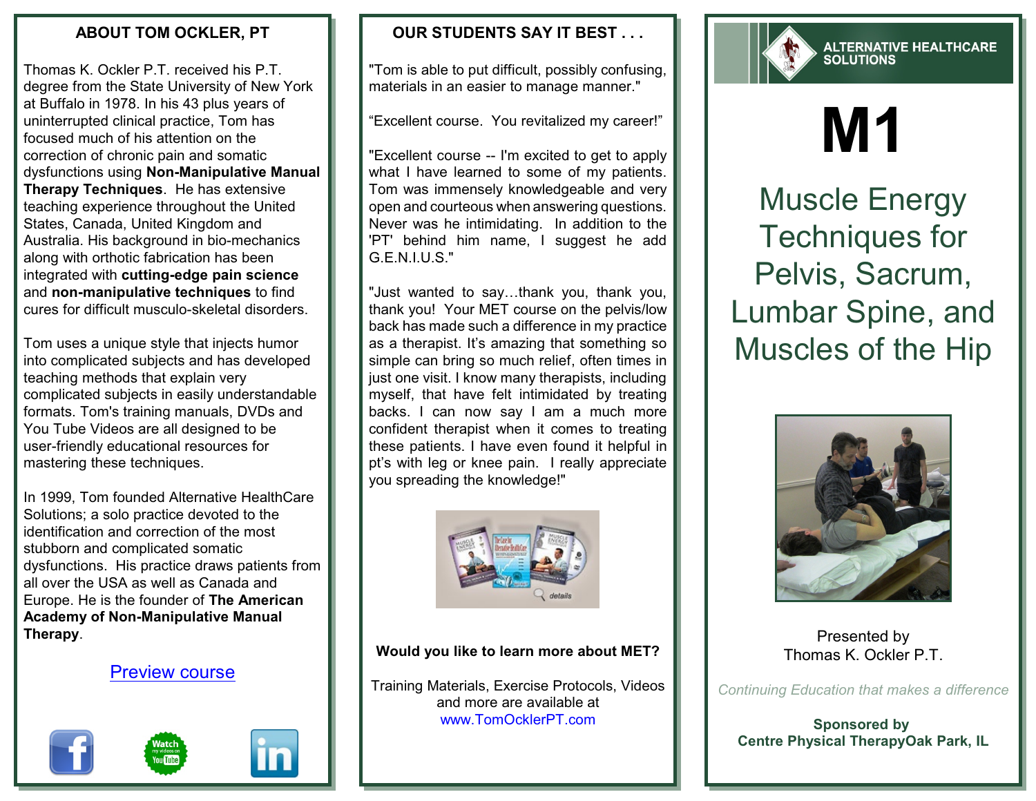## ABOUT TOM OCKLER, PT

Thomas K. Ockler P.T. received his P.T. degree from the State University of New York at Buffalo in 1978. In his 43 plus years of uninterrupted clinical practice, Tom has focused much of his attention on the correction of chronic pain and somatic dysfunctions using **Non-Manipulative Manual Therapy Techniques**. He has extensive teaching experience throughout the United States, Canada, United Kingdom and Australia. His background in bio-mechanics along with orthotic fabrication has been integrated with **cutting-edge pain science** and **non-manipulative techniques** to find cures for difficult musculo-skeletal disorders.

Tom uses a unique style that injects humor into complicated subjects and has developed teaching methods that explain very complicated subjects in easily understandable formats. Tom's training manuals, DVDs and You Tube Videos are all designed to be user-friendly educational resources for mastering these techniques.

In 1999, Tom founded Alternative HealthCare Solutions; a solo practice devoted to the identification and correction of the most stubborn and complicated somatic dysfunctions. His practice draws patients from all over the USA as well as Canada and Europe. He is the founder of **The American Academy of Non-Manipulative Manual Therapy**.

Preview course

## OUR STUDENTS SAY IT BEST . . .

"Tom is able to put difficult, possibly confusing, materials in an easier to manage manner."

"Excellent course. You revitalized my career!"

"Excellent course -- I'm excited to get to apply what I have learned to some of my patients. Tom was immensely knowledgeable and very open and courteous when answering questions. Never was he intimidating. In addition to the 'PT' behind him name, I suggest he add G.E.N.I.U.S."

"Just wanted to say…thank you, thank you, thank you! Your MET course on the pelvis/low back has made such a difference in my practice as a therapist. It's amazing that something so simple can bring so much relief, often times in just one visit. I know many therapists, including myself, that have felt intimidated by treating backs. I can now say I am a much more confident therapist when it comes to treating these patients. I have even found it helpful in pt's with leg or knee pain. I really appreciate you spreading the knowledge!"

**Would you like to learn more about MET?**

Training Materials, Exercise Protocols, Videos and more are available at www.TomOcklerPT.com

ALTERNATIVE HEALTHCARE SOLUTIONS

# M1

## Muscle Energy Techniques for Pelvis, Sacrum, Lumbar Spine, and Muscles of the Hip

Presented by
Thomas K. Ockler P.T.

*Continuing Education that makes a difference*

**Sponsored by**
**Centre Physical TherapyOak Park, IL**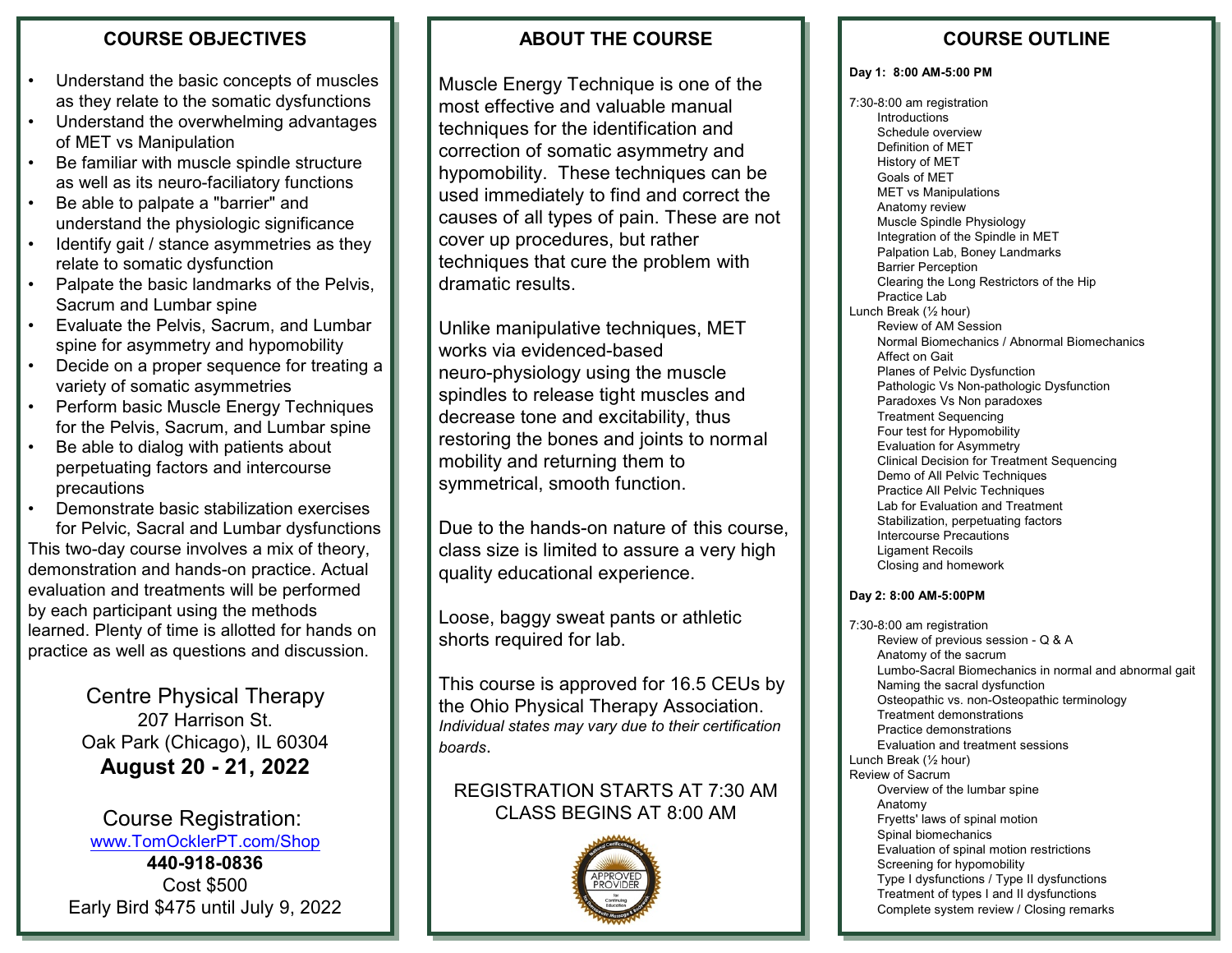## COURSE OBJECTIVES

- Understand the basic concepts of muscles as they relate to the somatic dysfunctions
- Understand the overwhelming advantages of MET vs Manipulation
- Be familiar with muscle spindle structure as well as its neuro-faciliatory functions
- Be able to palpate a "barrier" and understand the physiologic significance
- Identify gait / stance asymmetries as they relate to somatic dysfunction
- Palpate the basic landmarks of the Pelvis, Sacrum and Lumbar spine
- Evaluate the Pelvis, Sacrum, and Lumbar spine for asymmetry and hypomobility
- Decide on a proper sequence for treating a variety of somatic asymmetries
- Perform basic Muscle Energy Techniques for the Pelvis, Sacrum, and Lumbar spine
- Be able to dialog with patients about perpetuating factors and intercourse precautions
- Demonstrate basic stabilization exercises for Pelvic, Sacral and Lumbar dysfunctions

This two-day course involves a mix of theory, demonstration and hands-on practice. Actual evaluation and treatments will be performed by each participant using the methods learned. Plenty of time is allotted for hands on practice as well as questions and discussion.

Centre Physical Therapy
207 Harrison St.
Oak Park (Chicago), IL 60304
**August 20 - 21, 2022**

Course Registration:
www.TomOcklerPT.com/Shop
**440-918-0836**
Cost $500
Early Bird $475 until July 9, 2022

## ABOUT THE COURSE

Muscle Energy Technique is one of the most effective and valuable manual techniques for the identification and correction of somatic asymmetry and hypomobility. These techniques can be used immediately to find and correct the causes of all types of pain. These are not cover up procedures, but rather techniques that cure the problem with dramatic results.

Unlike manipulative techniques, MET works via evidenced-based neuro-physiology using the muscle spindles to release tight muscles and decrease tone and excitability, thus restoring the bones and joints to normal mobility and returning them to symmetrical, smooth function.

Due to the hands-on nature of this course, class size is limited to assure a very high quality educational experience.

Loose, baggy sweat pants or athletic shorts required for lab.

This course is approved for 16.5 CEUs by the Ohio Physical Therapy Association. *Individual states may vary due to their certification boards*.

REGISTRATION STARTS AT 7:30 AM
CLASS BEGINS AT 8:00 AM

## COURSE OUTLINE

**Day 1: 8:00 AM-5:00 PM**

7:30-8:00 am registration
- Introductions
- Schedule overview
- Definition of MET
- History of MET
- Goals of MET
- MET vs Manipulations
- Anatomy review
- Muscle Spindle Physiology
- Integration of the Spindle in MET
- Palpation Lab, Boney Landmarks
- Barrier Perception
- Clearing the Long Restrictors of the Hip
- Practice Lab

Lunch Break (½ hour)
- Review of AM Session
- Normal Biomechanics / Abnormal Biomechanics
- Affect on Gait
- Planes of Pelvic Dysfunction
- Pathologic Vs Non-pathologic Dysfunction
- Paradoxes Vs Non paradoxes
- Treatment Sequencing
- Four test for Hypomobility
- Evaluation for Asymmetry
- Clinical Decision for Treatment Sequencing
- Demo of All Pelvic Techniques
- Practice All Pelvic Techniques
- Lab for Evaluation and Treatment
- Stabilization, perpetuating factors
- Intercourse Precautions
- Ligament Recoils
- Closing and homework

**Day 2: 8:00 AM-5:00PM**

7:30-8:00 am registration
- Review of previous session - Q & A
- Anatomy of the sacrum
- Lumbo-Sacral Biomechanics in normal and abnormal gait
- Naming the sacral dysfunction
- Osteopathic vs. non-Osteopathic terminology
- Treatment demonstrations
- Practice demonstrations
- Evaluation and treatment sessions

Lunch Break (½ hour)

Review of Sacrum
- Overview of the lumbar spine
- Anatomy
- Fryetts' laws of spinal motion
- Spinal biomechanics
- Evaluation of spinal motion restrictions
- Screening for hypomobility
- Type I dysfunctions / Type II dysfunctions
- Treatment of types I and II dysfunctions
- Complete system review / Closing remarks